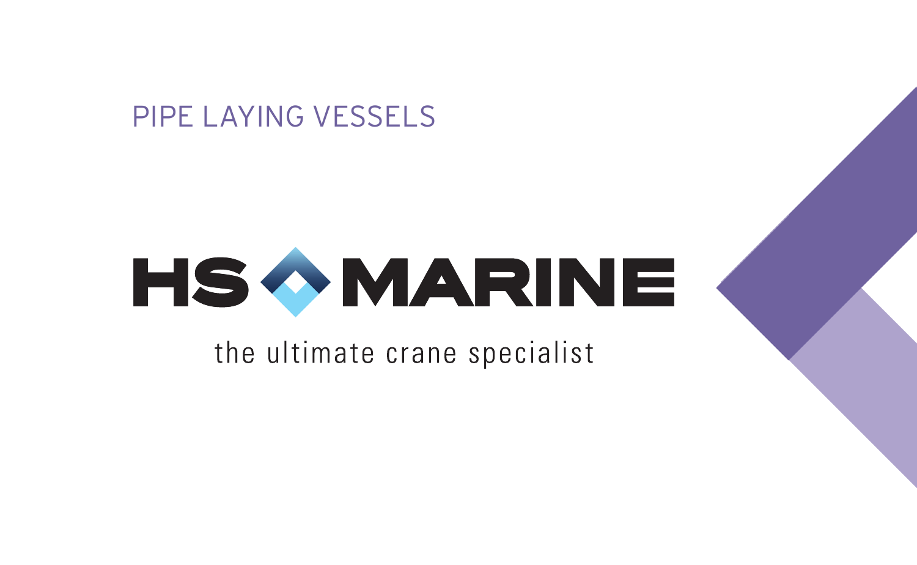PIPE LAYING VESSELS

# HS MARINE

the ultimate crane specialist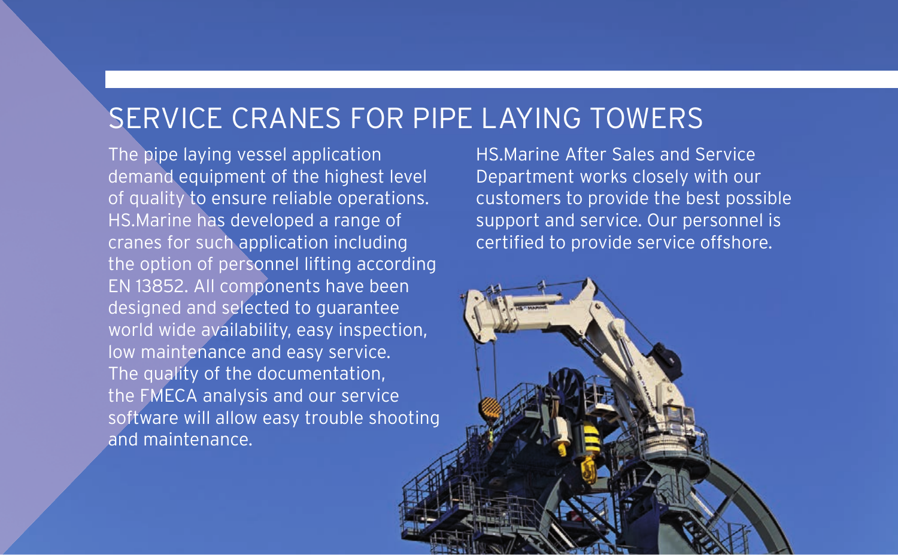# SERVICE CRANES FOR PIPE LAYING TOWERS

The pipe laying vessel application demand equipment of the highest level of quality to ensure reliable operations. HS.Marine has developed a range of cranes for such application including the option of personnel lifting according EN 13852. All components have been designed and selected to guarantee world wide availability, easy inspection, low maintenance and easy service. The quality of the documentation, the FMECA analysis and our service software will allow easy trouble shooting and maintenance.

HS.Marine After Sales and Service Department works closely with our customers to provide the best possible support and service. Our personnel is certified to provide service offshore.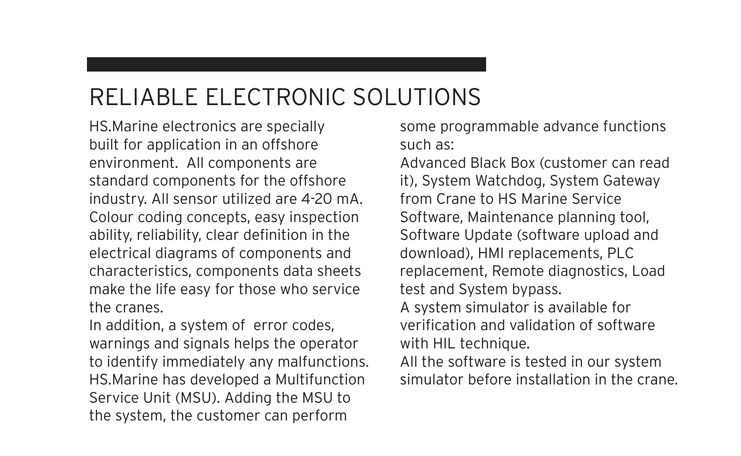# RELIABLE ELECTRONIC SOLUTIONS

HS.Marine electronics are specially built for application in an offshore environment. All components are standard components for the offshore industry. All sensor utilized are 4-20 mA. Colour coding concepts, easy inspection ability, reliability, clear definition in the electrical diagrams of components and characteristics, components data sheets make the life easy for those who service the cranes.

In addition, a system of error codes, warnings and signals helps the operator to identify immediately any malfunctions.

HS.Marine has developed a Multifunction Service Unit (MSU). Adding the MSU to the system, the customer can perform some programmable advance functions such as:

Advanced Black Box (customer can read it), System Watchdog, System Gateway from Crane to HS Marine Service Software, Maintenance planning tool, Software Update (software upload and download), HMI replacements, PLC replacement, Remote diagnostics, Load test and System bypass.

A system simulator is available for verification and validation of software with HIL technique.

All the software is tested in our system simulator before installation in the crane.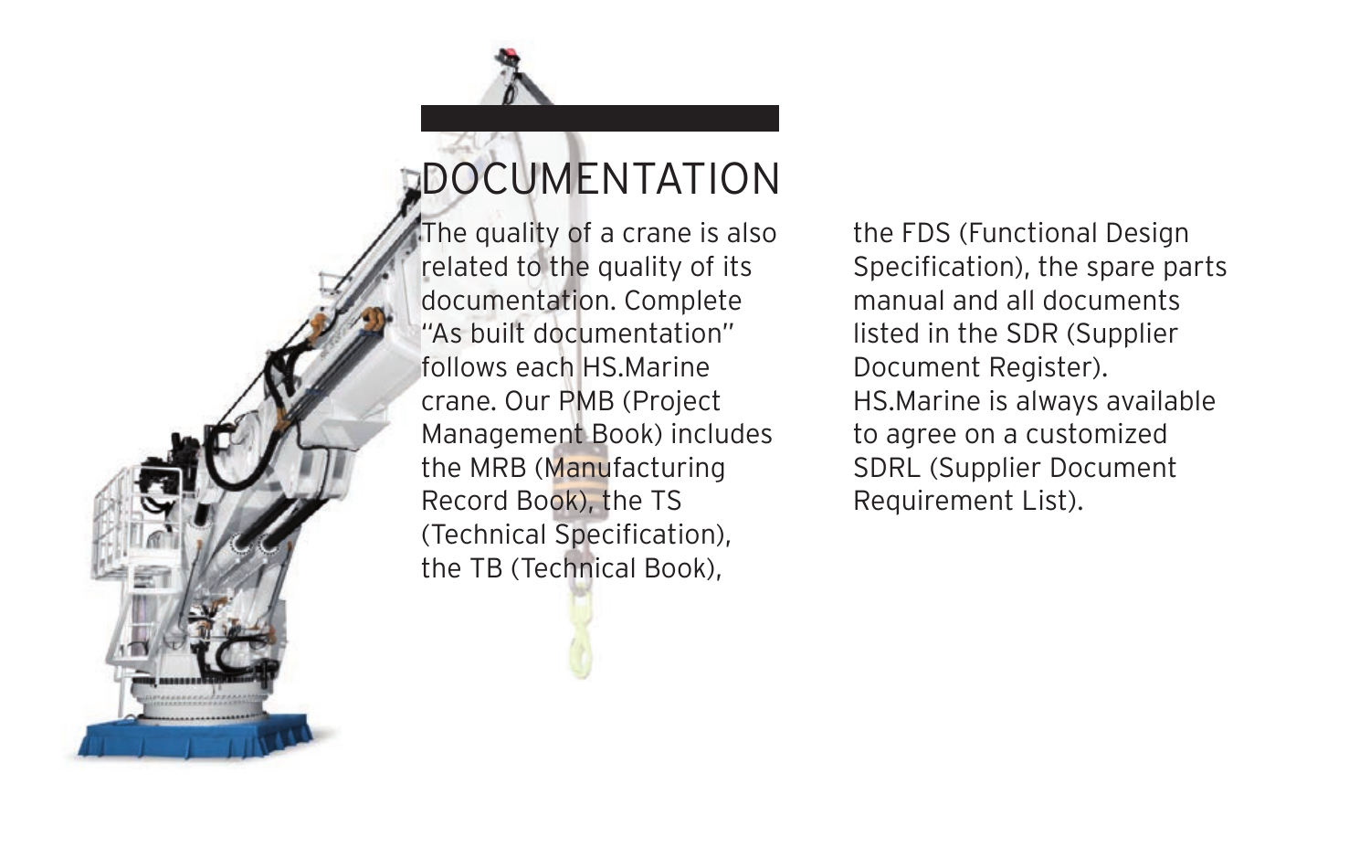# DOCUMENTATION

The quality of a crane is also related to the quality of its documentation. Complete "As built documentation" follows each HS.Marine crane. Our PMB (Project Management Book) includes the MRB (Manufacturing Record Book), the TS (Technical Specification), the TB (Technical Book), the FDS (Functional Design Specification), the spare parts manual and all documents listed in the SDR (Supplier Document Register).
HS.Marine is always available to agree on a customized SDRL (Supplier Document Requirement List).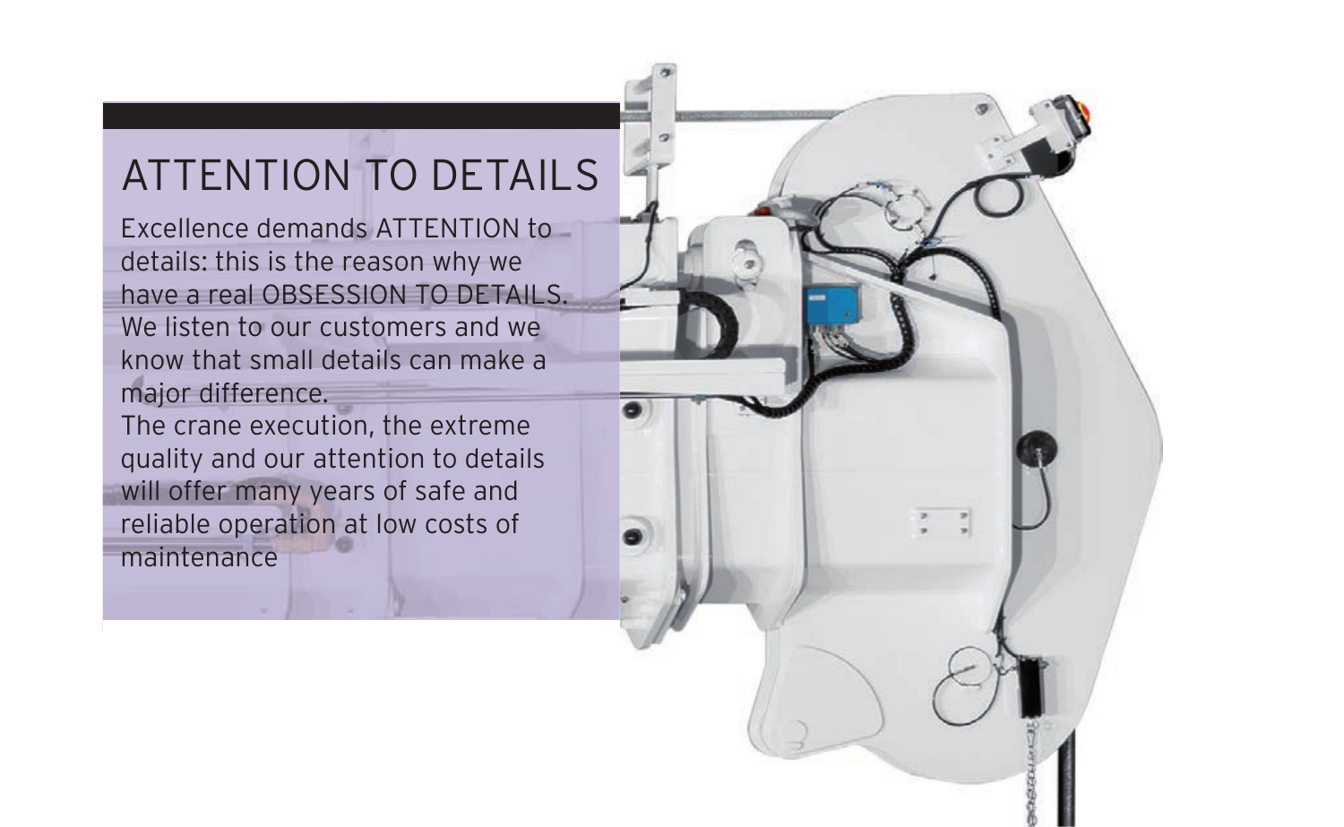# ATTENTION TO DETAILS

Excellence demands ATTENTION to details: this is the reason why we have a real OBSESSION TO DETAILS. We listen to our customers and we know that small details can make a major difference.
The crane execution, the extreme quality and our attention to details will offer many years of safe and reliable operation at low costs of maintenance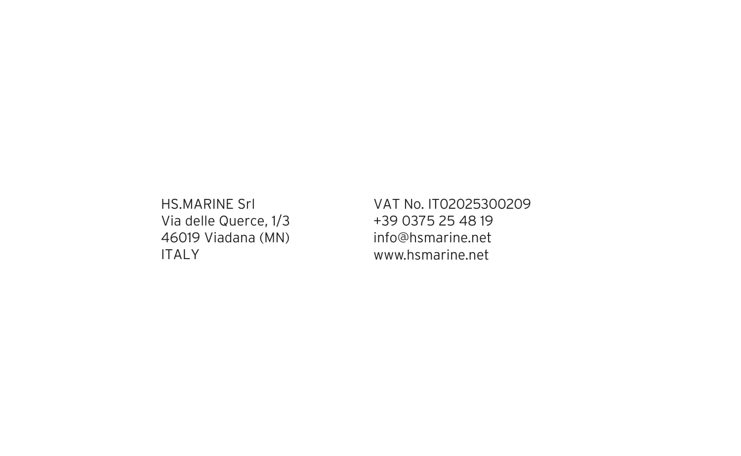HS.MARINE Srl
Via delle Querce, 1/3
46019 Viadana (MN)
ITALY

VAT No. IT02025300209
+39 0375 25 48 19
info@hsmarine.net
www.hsmarine.net